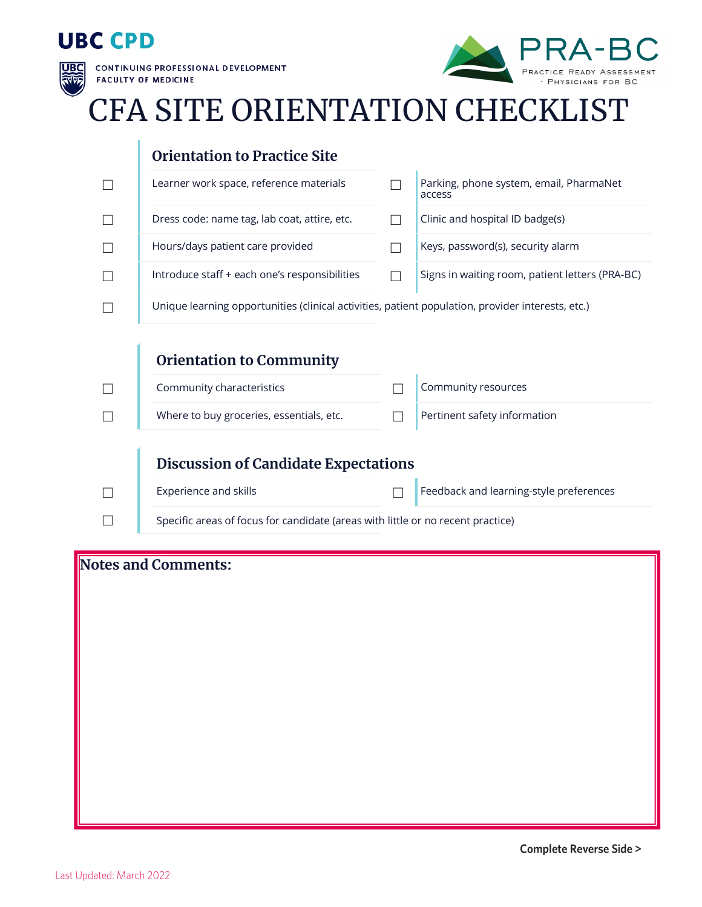UBC CPD

CONTINUING PROFESSIONAL DEVELOPMENT
FACULTY OF MEDICINE

PRA-BC
Practice Ready Assessment - Physicians for BC

# CFA SITE ORIENTATION CHECKLIST

## Orientation to Practice Site

- ☐ Learner work space, reference materials
- ☐ Parking, phone system, email, PharmaNet access
- ☐ Dress code: name tag, lab coat, attire, etc.
- ☐ Clinic and hospital ID badge(s)
- ☐ Hours/days patient care provided
- ☐ Keys, password(s), security alarm
- ☐ Introduce staff + each one's responsibilities
- ☐ Signs in waiting room, patient letters (PRA-BC)
- ☐ Unique learning opportunities (clinical activities, patient population, provider interests, etc.)

## Orientation to Community

- ☐ Community characteristics
- ☐ Community resources
- ☐ Where to buy groceries, essentials, etc.
- ☐ Pertinent safety information

## Discussion of Candidate Expectations

- ☐ Experience and skills
- ☐ Feedback and learning-style preferences
- ☐ Specific areas of focus for candidate (areas with little or no recent practice)

**Notes and Comments:**

**Complete Reverse Side >**

Last Updated: March 2022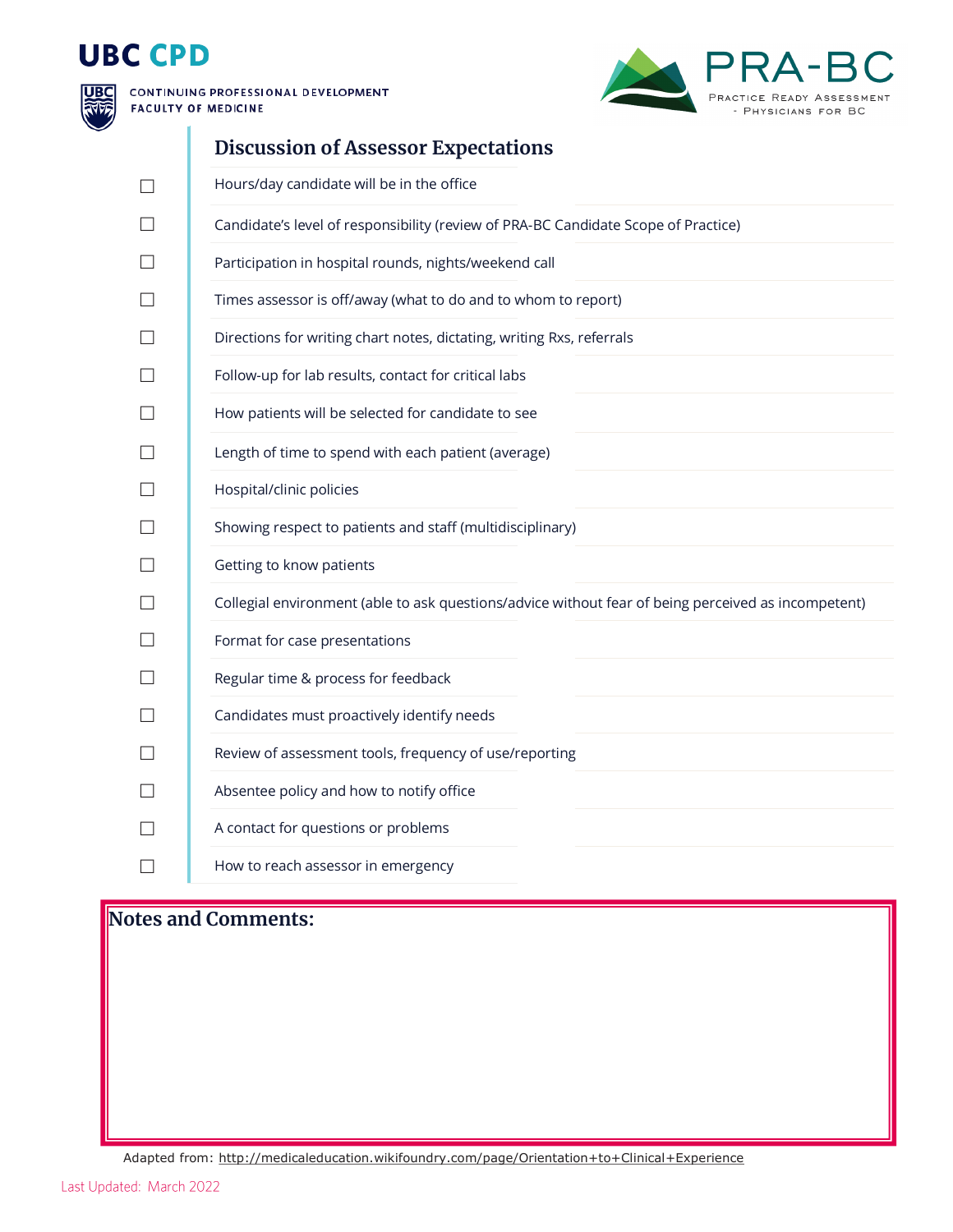UBC CPD

CONTINUING PROFESSIONAL DEVELOPMENT
FACULTY OF MEDICINE

PRA-BC
Practice Ready Assessment - Physicians for BC

## Discussion of Assessor Expectations

- ☐ Hours/day candidate will be in the office
- ☐ Candidate's level of responsibility (review of PRA-BC Candidate Scope of Practice)
- ☐ Participation in hospital rounds, nights/weekend call
- ☐ Times assessor is off/away (what to do and to whom to report)
- ☐ Directions for writing chart notes, dictating, writing Rxs, referrals
- ☐ Follow-up for lab results, contact for critical labs
- ☐ How patients will be selected for candidate to see
- ☐ Length of time to spend with each patient (average)
- ☐ Hospital/clinic policies
- ☐ Showing respect to patients and staff (multidisciplinary)
- ☐ Getting to know patients
- ☐ Collegial environment (able to ask questions/advice without fear of being perceived as incompetent)
- ☐ Format for case presentations
- ☐ Regular time & process for feedback
- ☐ Candidates must proactively identify needs
- ☐ Review of assessment tools, frequency of use/reporting
- ☐ Absentee policy and how to notify office
- ☐ A contact for questions or problems
- ☐ How to reach assessor in emergency

## Notes and Comments:

Adapted from: http://medicaleducation.wikifoundry.com/page/Orientation+to+Clinical+Experience

Last Updated: March 2022